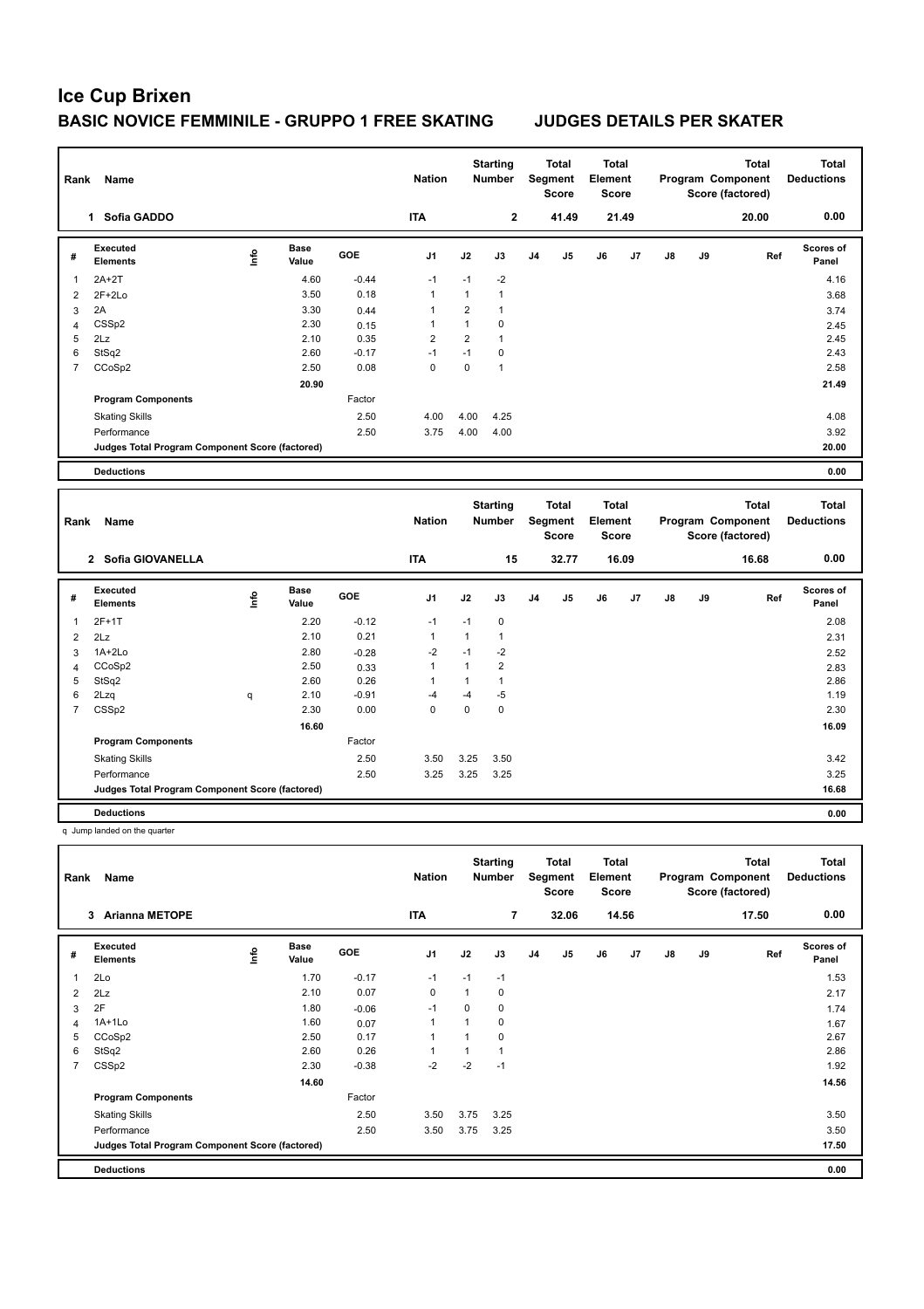# Ice Cup Brixen

## BASIC NOVICE FEMMINILE - GRUPPO 1 FREE SKATING JUDGES DETAILS PER SKATER

| Rank | Name | Nation | Starting Number | Total Segment Score | Total Element Score | Total Program Component Score (factored) | Total Deductions |
|---|---|---|---|---|---|---|---|
| 1 | Sofia GADDO | ITA | 2 | 41.49 | 21.49 | 20.00 | 0.00 |

| # | Executed Elements | Info | Base Value | GOE | J1 | J2 | J3 | J4 | J5 | J6 | J7 | J8 | J9 | Ref | Scores of Panel |
|---|---|---|---|---|---|---|---|---|---|---|---|---|---|---|---|
| 1 | 2A+2T | | 4.60 | -0.44 | -1 | -1 | -2 | | | | | | | | 4.16 |
| 2 | 2F+2Lo | | 3.50 | 0.18 | 1 | 1 | 1 | | | | | | | | 3.68 |
| 3 | 2A | | 3.30 | 0.44 | 1 | 2 | 1 | | | | | | | | 3.74 |
| 4 | CSSp2 | | 2.30 | 0.15 | 1 | 1 | 0 | | | | | | | | 2.45 |
| 5 | 2Lz | | 2.10 | 0.35 | 2 | 2 | 1 | | | | | | | | 2.45 |
| 6 | StSq2 | | 2.60 | -0.17 | -1 | -1 | 0 | | | | | | | | 2.43 |
| 7 | CCoSp2 | | 2.50 | 0.08 | 0 | 0 | 1 | | | | | | | | 2.58 |
| | | | 20.90 | | | | | | | | | | | | 21.49 |
| | **Program Components** | | | Factor | | | | | | | | | | | |
| | Skating Skills | | | 2.50 | 4.00 | 4.00 | 4.25 | | | | | | | | 4.08 |
| | Performance | | | 2.50 | 3.75 | 4.00 | 4.00 | | | | | | | | 3.92 |
| | **Judges Total Program Component Score (factored)** | | | | | | | | | | | | | | 20.00 |
| | **Deductions** | | | | | | | | | | | | | | 0.00 |

| Rank | Name | Nation | Starting Number | Total Segment Score | Total Element Score | Total Program Component Score (factored) | Total Deductions |
|---|---|---|---|---|---|---|---|
| 2 | Sofia GIOVANELLA | ITA | 15 | 32.77 | 16.09 | 16.68 | 0.00 |

| # | Executed Elements | Info | Base Value | GOE | J1 | J2 | J3 | J4 | J5 | J6 | J7 | J8 | J9 | Ref | Scores of Panel |
|---|---|---|---|---|---|---|---|---|---|---|---|---|---|---|---|
| 1 | 2F+1T | | 2.20 | -0.12 | -1 | -1 | 0 | | | | | | | | 2.08 |
| 2 | 2Lz | | 2.10 | 0.21 | 1 | 1 | 1 | | | | | | | | 2.31 |
| 3 | 1A+2Lo | | 2.80 | -0.28 | -2 | -1 | -2 | | | | | | | | 2.52 |
| 4 | CCoSp2 | | 2.50 | 0.33 | 1 | 1 | 2 | | | | | | | | 2.83 |
| 5 | StSq2 | | 2.60 | 0.26 | 1 | 1 | 1 | | | | | | | | 2.86 |
| 6 | 2Lzq | q | 2.10 | -0.91 | -4 | -4 | -5 | | | | | | | | 1.19 |
| 7 | CSSp2 | | 2.30 | 0.00 | 0 | 0 | 0 | | | | | | | | 2.30 |
| | | | 16.60 | | | | | | | | | | | | 16.09 |
| | **Program Components** | | | Factor | | | | | | | | | | | |
| | Skating Skills | | | 2.50 | 3.50 | 3.25 | 3.50 | | | | | | | | 3.42 |
| | Performance | | | 2.50 | 3.25 | 3.25 | 3.25 | | | | | | | | 3.25 |
| | **Judges Total Program Component Score (factored)** | | | | | | | | | | | | | | 16.68 |
| | **Deductions** | | | | | | | | | | | | | | 0.00 |

q Jump landed on the quarter

| Rank | Name | Nation | Starting Number | Total Segment Score | Total Element Score | Total Program Component Score (factored) | Total Deductions |
|---|---|---|---|---|---|---|---|
| 3 | Arianna METOPE | ITA | 7 | 32.06 | 14.56 | 17.50 | 0.00 |

| # | Executed Elements | Info | Base Value | GOE | J1 | J2 | J3 | J4 | J5 | J6 | J7 | J8 | J9 | Ref | Scores of Panel |
|---|---|---|---|---|---|---|---|---|---|---|---|---|---|---|---|
| 1 | 2Lo | | 1.70 | -0.17 | -1 | -1 | -1 | | | | | | | | 1.53 |
| 2 | 2Lz | | 2.10 | 0.07 | 0 | 1 | 0 | | | | | | | | 2.17 |
| 3 | 2F | | 1.80 | -0.06 | -1 | 0 | 0 | | | | | | | | 1.74 |
| 4 | 1A+1Lo | | 1.60 | 0.07 | 1 | 1 | 0 | | | | | | | | 1.67 |
| 5 | CCoSp2 | | 2.50 | 0.17 | 1 | 1 | 0 | | | | | | | | 2.67 |
| 6 | StSq2 | | 2.60 | 0.26 | 1 | 1 | 1 | | | | | | | | 2.86 |
| 7 | CSSp2 | | 2.30 | -0.38 | -2 | -2 | -1 | | | | | | | | 1.92 |
| | | | 14.60 | | | | | | | | | | | | 14.56 |
| | **Program Components** | | | Factor | | | | | | | | | | | |
| | Skating Skills | | | 2.50 | 3.50 | 3.75 | 3.25 | | | | | | | | 3.50 |
| | Performance | | | 2.50 | 3.50 | 3.75 | 3.25 | | | | | | | | 3.50 |
| | **Judges Total Program Component Score (factored)** | | | | | | | | | | | | | | 17.50 |
| | **Deductions** | | | | | | | | | | | | | | 0.00 |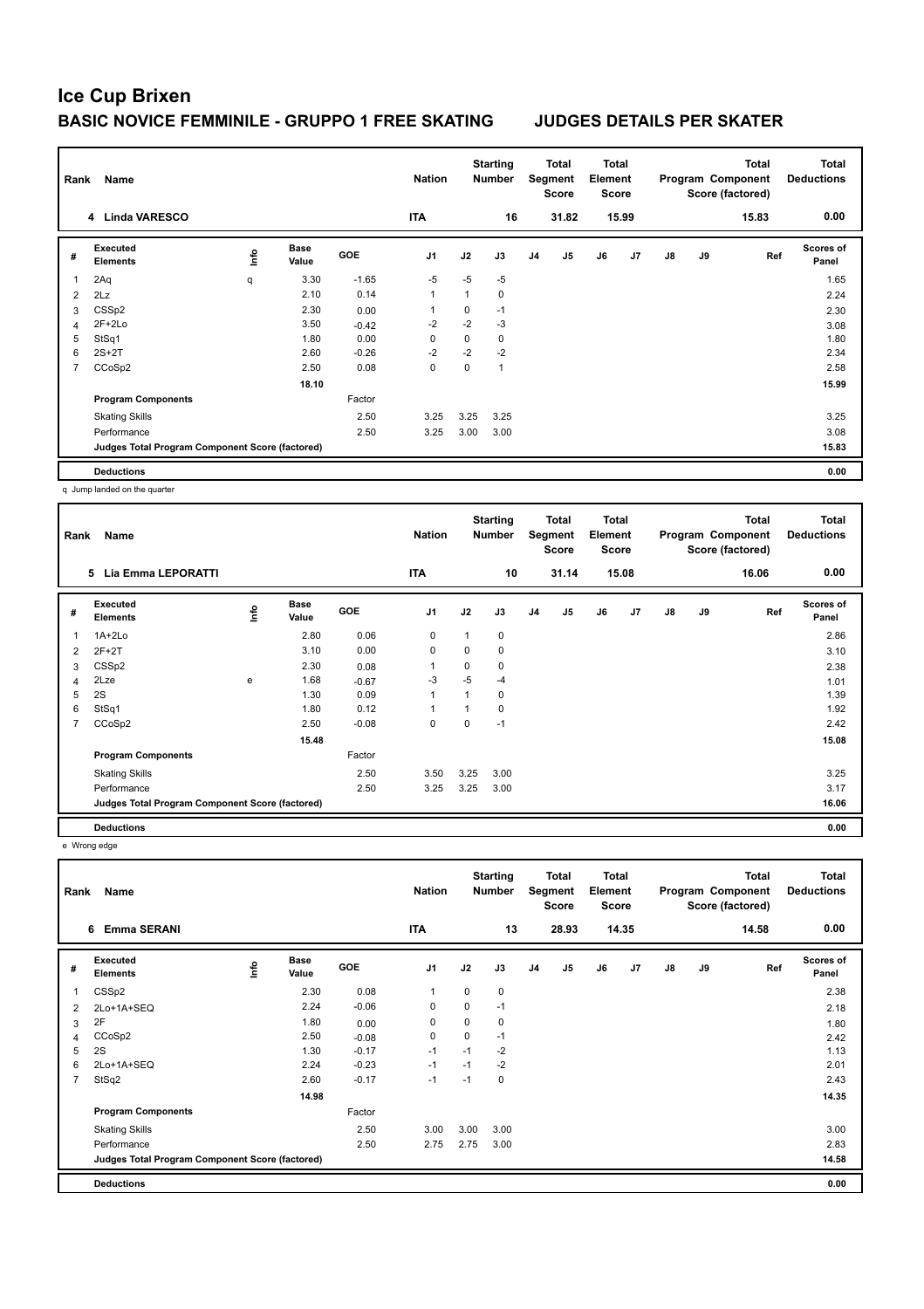# Ice Cup Brixen

## BASIC NOVICE FEMMINILE - GRUPPO 1 FREE SKATING JUDGES DETAILS PER SKATER

| Rank | Name | Nation | Starting Number | Total Segment Score | Total Element Score | Total Program Component Score (factored) | Total Deductions |
|---|---|---|---|---|---|---|---|
| 4 | Linda VARESCO | ITA | 16 | 31.82 | 15.99 | 15.83 | 0.00 |

| # | Executed Elements | Info | Base Value | GOE | J1 | J2 | J3 | J4 | J5 | J6 | J7 | J8 | J9 | Ref | Scores of Panel |
|---|---|---|---|---|---|---|---|---|---|---|---|---|---|---|---|
| 1 | 2Aq | q | 3.30 | -1.65 | -5 | -5 | -5 | | | | | | | | 1.65 |
| 2 | 2Lz | | 2.10 | 0.14 | 1 | 1 | 0 | | | | | | | | 2.24 |
| 3 | CSSp2 | | 2.30 | 0.00 | 1 | 0 | -1 | | | | | | | | 2.30 |
| 4 | 2F+2Lo | | 3.50 | -0.42 | -2 | -2 | -3 | | | | | | | | 3.08 |
| 5 | StSq1 | | 1.80 | 0.00 | 0 | 0 | 0 | | | | | | | | 1.80 |
| 6 | 2S+2T | | 2.60 | -0.26 | -2 | -2 | -2 | | | | | | | | 2.34 |
| 7 | CCoSp2 | | 2.50 | 0.08 | 0 | 0 | 1 | | | | | | | | 2.58 |
| | | | 18.10 | | | | | | | | | | | | 15.99 |
| | Program Components | | | Factor | | | | | | | | | | | |
| | Skating Skills | | | 2.50 | 3.25 | 3.25 | 3.25 | | | | | | | | 3.25 |
| | Performance | | | 2.50 | 3.25 | 3.00 | 3.00 | | | | | | | | 3.08 |
| | Judges Total Program Component Score (factored) | | | | | | | | | | | | | | 15.83 |
| | Deductions | | | | | | | | | | | | | | 0.00 |

q Jump landed on the quarter

| Rank | Name | Nation | Starting Number | Total Segment Score | Total Element Score | Total Program Component Score (factored) | Total Deductions |
|---|---|---|---|---|---|---|---|
| 5 | Lia Emma LEPORATTI | ITA | 10 | 31.14 | 15.08 | 16.06 | 0.00 |

| # | Executed Elements | Info | Base Value | GOE | J1 | J2 | J3 | J4 | J5 | J6 | J7 | J8 | J9 | Ref | Scores of Panel |
|---|---|---|---|---|---|---|---|---|---|---|---|---|---|---|---|
| 1 | 1A+2Lo | | 2.80 | 0.06 | 0 | 1 | 0 | | | | | | | | 2.86 |
| 2 | 2F+2T | | 3.10 | 0.00 | 0 | 0 | 0 | | | | | | | | 3.10 |
| 3 | CSSp2 | | 2.30 | 0.08 | 1 | 0 | 0 | | | | | | | | 2.38 |
| 4 | 2Lze | e | 1.68 | -0.67 | -3 | -5 | -4 | | | | | | | | 1.01 |
| 5 | 2S | | 1.30 | 0.09 | 1 | 1 | 0 | | | | | | | | 1.39 |
| 6 | StSq1 | | 1.80 | 0.12 | 1 | 1 | 0 | | | | | | | | 1.92 |
| 7 | CCoSp2 | | 2.50 | -0.08 | 0 | 0 | -1 | | | | | | | | 2.42 |
| | | | 15.48 | | | | | | | | | | | | 15.08 |
| | Program Components | | | Factor | | | | | | | | | | | |
| | Skating Skills | | | 2.50 | 3.50 | 3.25 | 3.00 | | | | | | | | 3.25 |
| | Performance | | | 2.50 | 3.25 | 3.25 | 3.00 | | | | | | | | 3.17 |
| | Judges Total Program Component Score (factored) | | | | | | | | | | | | | | 16.06 |
| | Deductions | | | | | | | | | | | | | | 0.00 |

e Wrong edge

| Rank | Name | Nation | Starting Number | Total Segment Score | Total Element Score | Total Program Component Score (factored) | Total Deductions |
|---|---|---|---|---|---|---|---|
| 6 | Emma SERANI | ITA | 13 | 28.93 | 14.35 | 14.58 | 0.00 |

| # | Executed Elements | Info | Base Value | GOE | J1 | J2 | J3 | J4 | J5 | J6 | J7 | J8 | J9 | Ref | Scores of Panel |
|---|---|---|---|---|---|---|---|---|---|---|---|---|---|---|---|
| 1 | CSSp2 | | 2.30 | 0.08 | 1 | 0 | 0 | | | | | | | | 2.38 |
| 2 | 2Lo+1A+SEQ | | 2.24 | -0.06 | 0 | 0 | -1 | | | | | | | | 2.18 |
| 3 | 2F | | 1.80 | 0.00 | 0 | 0 | 0 | | | | | | | | 1.80 |
| 4 | CCoSp2 | | 2.50 | -0.08 | 0 | 0 | -1 | | | | | | | | 2.42 |
| 5 | 2S | | 1.30 | -0.17 | -1 | -1 | -2 | | | | | | | | 1.13 |
| 6 | 2Lo+1A+SEQ | | 2.24 | -0.23 | -1 | -1 | -2 | | | | | | | | 2.01 |
| 7 | StSq2 | | 2.60 | -0.17 | -1 | -1 | 0 | | | | | | | | 2.43 |
| | | | 14.98 | | | | | | | | | | | | 14.35 |
| | Program Components | | | Factor | | | | | | | | | | | |
| | Skating Skills | | | 2.50 | 3.00 | 3.00 | 3.00 | | | | | | | | 3.00 |
| | Performance | | | 2.50 | 2.75 | 2.75 | 3.00 | | | | | | | | 2.83 |
| | Judges Total Program Component Score (factored) | | | | | | | | | | | | | | 14.58 |
| | Deductions | | | | | | | | | | | | | | 0.00 |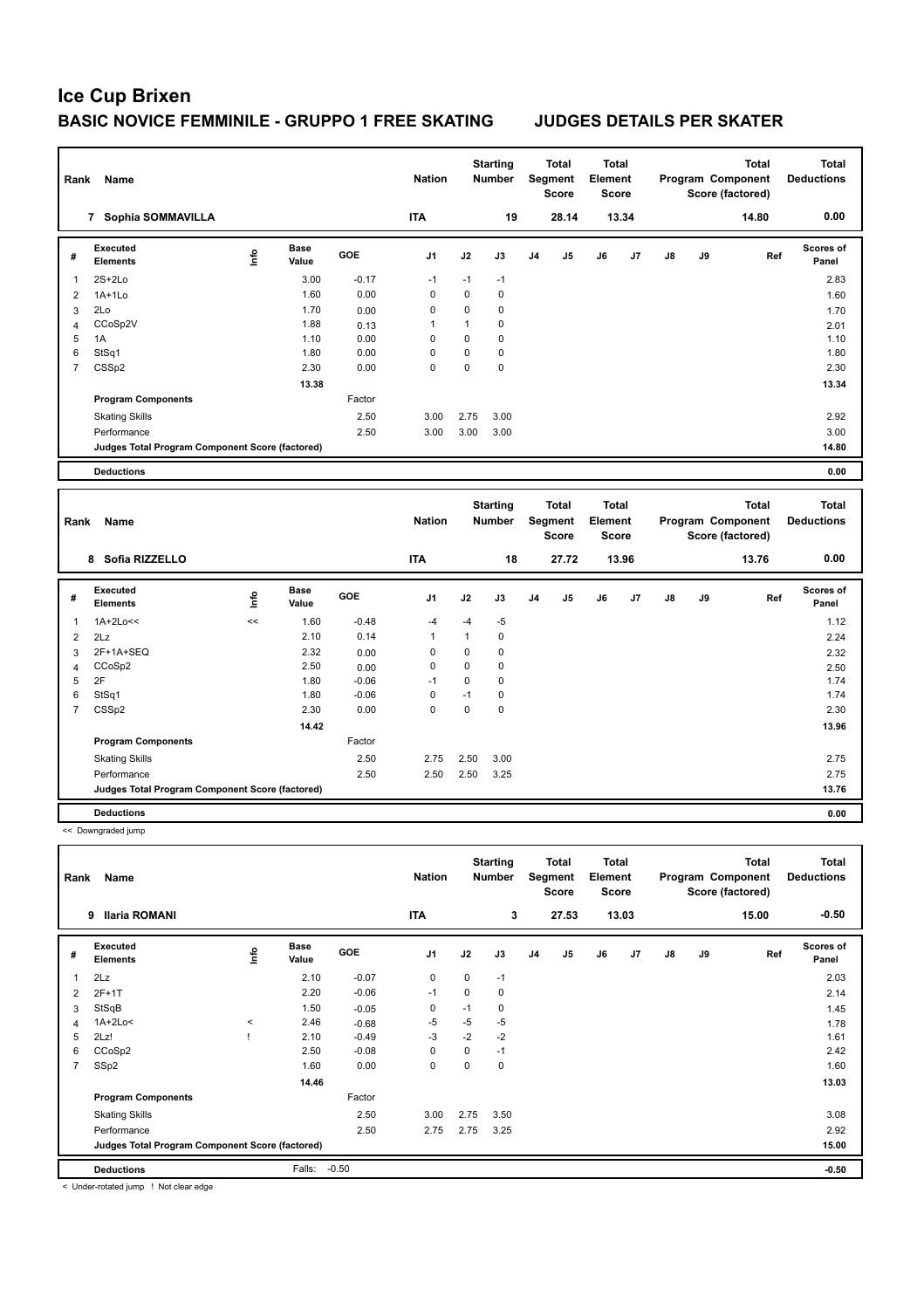# Ice Cup Brixen

## BASIC NOVICE FEMMINILE - GRUPPO 1 FREE SKATING — JUDGES DETAILS PER SKATER

| Rank | Name | Nation | Starting Number | Total Segment Score | Total Element Score | Total Program Component Score (factored) | Total Deductions |
|---|---|---|---|---|---|---|---|
| 7 | Sophia SOMMAVILLA | ITA | 19 | 28.14 | 13.34 | 14.80 | 0.00 |

| # | Executed Elements | Info | Base Value | GOE | J1 | J2 | J3 | J4 | J5 | J6 | J7 | J8 | J9 | Ref | Scores of Panel |
|---|---|---|---|---|---|---|---|---|---|---|---|---|---|---|---|
| 1 | 2S+2Lo | | 3.00 | -0.17 | -1 | -1 | -1 | | | | | | | | 2.83 |
| 2 | 1A+1Lo | | 1.60 | 0.00 | 0 | 0 | 0 | | | | | | | | 1.60 |
| 3 | 2Lo | | 1.70 | 0.00 | 0 | 0 | 0 | | | | | | | | 1.70 |
| 4 | CCoSp2V | | 1.88 | 0.13 | 1 | 1 | 0 | | | | | | | | 2.01 |
| 5 | 1A | | 1.10 | 0.00 | 0 | 0 | 0 | | | | | | | | 1.10 |
| 6 | StSq1 | | 1.80 | 0.00 | 0 | 0 | 0 | | | | | | | | 1.80 |
| 7 | CSSp2 | | 2.30 | 0.00 | 0 | 0 | 0 | | | | | | | | 2.30 |
| | | | 13.38 | | | | | | | | | | | | 13.34 |
| | **Program Components** | | | Factor | | | | | | | | | | | |
| | Skating Skills | | | 2.50 | 3.00 | 2.75 | 3.00 | | | | | | | | 2.92 |
| | Performance | | | 2.50 | 3.00 | 3.00 | 3.00 | | | | | | | | 3.00 |
| | Judges Total Program Component Score (factored) | | | | | | | | | | | | | | 14.80 |
| | **Deductions** | | | | | | | | | | | | | | 0.00 |

| Rank | Name | Nation | Starting Number | Total Segment Score | Total Element Score | Total Program Component Score (factored) | Total Deductions |
|---|---|---|---|---|---|---|---|
| 8 | Sofia RIZZELLO | ITA | 18 | 27.72 | 13.96 | 13.76 | 0.00 |

| # | Executed Elements | Info | Base Value | GOE | J1 | J2 | J3 | J4 | J5 | J6 | J7 | J8 | J9 | Ref | Scores of Panel |
|---|---|---|---|---|---|---|---|---|---|---|---|---|---|---|---|
| 1 | 1A+2Lo<< | << | 1.60 | -0.48 | -4 | -4 | -5 | | | | | | | | 1.12 |
| 2 | 2Lz | | 2.10 | 0.14 | 1 | 1 | 0 | | | | | | | | 2.24 |
| 3 | 2F+1A+SEQ | | 2.32 | 0.00 | 0 | 0 | 0 | | | | | | | | 2.32 |
| 4 | CCoSp2 | | 2.50 | 0.00 | 0 | 0 | 0 | | | | | | | | 2.50 |
| 5 | 2F | | 1.80 | -0.06 | -1 | 0 | 0 | | | | | | | | 1.74 |
| 6 | StSq1 | | 1.80 | -0.06 | 0 | -1 | 0 | | | | | | | | 1.74 |
| 7 | CSSp2 | | 2.30 | 0.00 | 0 | 0 | 0 | | | | | | | | 2.30 |
| | | | 14.42 | | | | | | | | | | | | 13.96 |
| | **Program Components** | | | Factor | | | | | | | | | | | |
| | Skating Skills | | | 2.50 | 2.75 | 2.50 | 3.00 | | | | | | | | 2.75 |
| | Performance | | | 2.50 | 2.50 | 2.50 | 3.25 | | | | | | | | 2.75 |
| | Judges Total Program Component Score (factored) | | | | | | | | | | | | | | 13.76 |
| | **Deductions** | | | | | | | | | | | | | | 0.00 |

<< Downgraded jump

| Rank | Name | Nation | Starting Number | Total Segment Score | Total Element Score | Total Program Component Score (factored) | Total Deductions |
|---|---|---|---|---|---|---|---|
| 9 | Ilaria ROMANI | ITA | 3 | 27.53 | 13.03 | 15.00 | -0.50 |

| # | Executed Elements | Info | Base Value | GOE | J1 | J2 | J3 | J4 | J5 | J6 | J7 | J8 | J9 | Ref | Scores of Panel |
|---|---|---|---|---|---|---|---|---|---|---|---|---|---|---|---|
| 1 | 2Lz | | 2.10 | -0.07 | 0 | 0 | -1 | | | | | | | | 2.03 |
| 2 | 2F+1T | | 2.20 | -0.06 | -1 | 0 | 0 | | | | | | | | 2.14 |
| 3 | StSqB | | 1.50 | -0.05 | 0 | -1 | 0 | | | | | | | | 1.45 |
| 4 | 1A+2Lo< | < | 2.46 | -0.68 | -5 | -5 | -5 | | | | | | | | 1.78 |
| 5 | 2Lz! | ! | 2.10 | -0.49 | -3 | -2 | -2 | | | | | | | | 1.61 |
| 6 | CCoSp2 | | 2.50 | -0.08 | 0 | 0 | -1 | | | | | | | | 2.42 |
| 7 | SSp2 | | 1.60 | 0.00 | 0 | 0 | 0 | | | | | | | | 1.60 |
| | | | 14.46 | | | | | | | | | | | | 13.03 |
| | **Program Components** | | | Factor | | | | | | | | | | | |
| | Skating Skills | | | 2.50 | 3.00 | 2.75 | 3.50 | | | | | | | | 3.08 |
| | Performance | | | 2.50 | 2.75 | 2.75 | 3.25 | | | | | | | | 2.92 |
| | Judges Total Program Component Score (factored) | | | | | | | | | | | | | | 15.00 |
| | **Deductions** | | Falls: | -0.50 | | | | | | | | | | | -0.50 |

< Under-rotated jump ! Not clear edge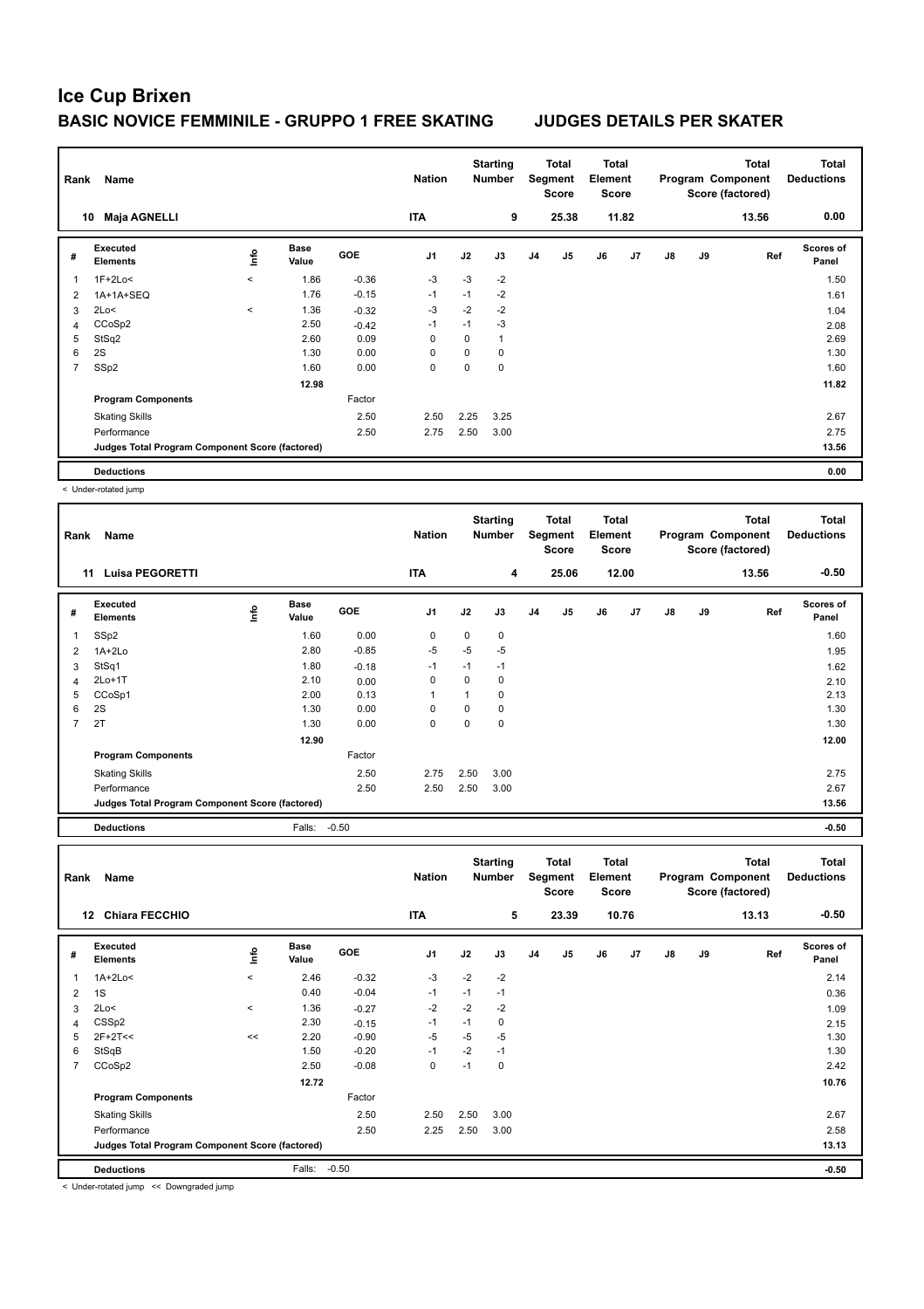# Ice Cup Brixen

## BASIC NOVICE FEMMINILE - GRUPPO 1 FREE SKATING — JUDGES DETAILS PER SKATER

| Rank | Name | Nation | Starting Number | Total Segment Score | Total Element Score | Total Program Component Score (factored) | Total Deductions |
|---|---|---|---|---|---|---|---|
| 10 | Maja AGNELLI | ITA | 9 | 25.38 | 11.82 | 13.56 | 0.00 |

| # | Executed Elements | Info | Base Value | GOE | J1 | J2 | J3 | J4 | J5 | J6 | J7 | J8 | J9 | Ref | Scores of Panel |
|---|---|---|---|---|---|---|---|---|---|---|---|---|---|---|---|
| 1 | 1F+2Lo< | < | 1.86 | -0.36 | -3 | -3 | -2 | | | | | | | | 1.50 |
| 2 | 1A+1A+SEQ | | 1.76 | -0.15 | -1 | -1 | -2 | | | | | | | | 1.61 |
| 3 | 2Lo< | < | 1.36 | -0.32 | -3 | -2 | -2 | | | | | | | | 1.04 |
| 4 | CCoSp2 | | 2.50 | -0.42 | -1 | -1 | -3 | | | | | | | | 2.08 |
| 5 | StSq2 | | 2.60 | 0.09 | 0 | 0 | 1 | | | | | | | | 2.69 |
| 6 | 2S | | 1.30 | 0.00 | 0 | 0 | 0 | | | | | | | | 1.30 |
| 7 | SSp2 | | 1.60 | 0.00 | 0 | 0 | 0 | | | | | | | | 1.60 |
| | | | 12.98 | | | | | | | | | | | | 11.82 |
| | Program Components | | | Factor | | | | | | | | | | | |
| | Skating Skills | | | 2.50 | 2.50 | 2.25 | 3.25 | | | | | | | | 2.67 |
| | Performance | | | 2.50 | 2.75 | 2.50 | 3.00 | | | | | | | | 2.75 |
| | Judges Total Program Component Score (factored) | | | | | | | | | | | | | | 13.56 |
| | Deductions | | | | | | | | | | | | | | 0.00 |

< Under-rotated jump

| Rank | Name | Nation | Starting Number | Total Segment Score | Total Element Score | Total Program Component Score (factored) | Total Deductions |
|---|---|---|---|---|---|---|---|
| 11 | Luisa PEGORETTI | ITA | 4 | 25.06 | 12.00 | 13.56 | -0.50 |

| # | Executed Elements | Info | Base Value | GOE | J1 | J2 | J3 | J4 | J5 | J6 | J7 | J8 | J9 | Ref | Scores of Panel |
|---|---|---|---|---|---|---|---|---|---|---|---|---|---|---|---|
| 1 | SSp2 | | 1.60 | 0.00 | 0 | 0 | 0 | | | | | | | | 1.60 |
| 2 | 1A+2Lo | | 2.80 | -0.85 | -5 | -5 | -5 | | | | | | | | 1.95 |
| 3 | StSq1 | | 1.80 | -0.18 | -1 | -1 | -1 | | | | | | | | 1.62 |
| 4 | 2Lo+1T | | 2.10 | 0.00 | 0 | 0 | 0 | | | | | | | | 2.10 |
| 5 | CCoSp1 | | 2.00 | 0.13 | 1 | 1 | 0 | | | | | | | | 2.13 |
| 6 | 2S | | 1.30 | 0.00 | 0 | 0 | 0 | | | | | | | | 1.30 |
| 7 | 2T | | 1.30 | 0.00 | 0 | 0 | 0 | | | | | | | | 1.30 |
| | | | 12.90 | | | | | | | | | | | | 12.00 |
| | Program Components | | | Factor | | | | | | | | | | | |
| | Skating Skills | | | 2.50 | 2.75 | 2.50 | 3.00 | | | | | | | | 2.75 |
| | Performance | | | 2.50 | 2.50 | 2.50 | 3.00 | | | | | | | | 2.67 |
| | Judges Total Program Component Score (factored) | | | | | | | | | | | | | | 13.56 |
| | Deductions | | Falls: | -0.50 | | | | | | | | | | | -0.50 |

| Rank | Name | Nation | Starting Number | Total Segment Score | Total Element Score | Total Program Component Score (factored) | Total Deductions |
|---|---|---|---|---|---|---|---|
| 12 | Chiara FECCHIO | ITA | 5 | 23.39 | 10.76 | 13.13 | -0.50 |

| # | Executed Elements | Info | Base Value | GOE | J1 | J2 | J3 | J4 | J5 | J6 | J7 | J8 | J9 | Ref | Scores of Panel |
|---|---|---|---|---|---|---|---|---|---|---|---|---|---|---|---|
| 1 | 1A+2Lo< | < | 2.46 | -0.32 | -3 | -2 | -2 | | | | | | | | 2.14 |
| 2 | 1S | | 0.40 | -0.04 | -1 | -1 | -1 | | | | | | | | 0.36 |
| 3 | 2Lo< | < | 1.36 | -0.27 | -2 | -2 | -2 | | | | | | | | 1.09 |
| 4 | CSSp2 | | 2.30 | -0.15 | -1 | -1 | 0 | | | | | | | | 2.15 |
| 5 | 2F+2T<< | << | 2.20 | -0.90 | -5 | -5 | -5 | | | | | | | | 1.30 |
| 6 | StSqB | | 1.50 | -0.20 | -1 | -2 | -1 | | | | | | | | 1.30 |
| 7 | CCoSp2 | | 2.50 | -0.08 | 0 | -1 | 0 | | | | | | | | 2.42 |
| | | | 12.72 | | | | | | | | | | | | 10.76 |
| | Program Components | | | Factor | | | | | | | | | | | |
| | Skating Skills | | | 2.50 | 2.50 | 2.50 | 3.00 | | | | | | | | 2.67 |
| | Performance | | | 2.50 | 2.25 | 2.50 | 3.00 | | | | | | | | 2.58 |
| | Judges Total Program Component Score (factored) | | | | | | | | | | | | | | 13.13 |
| | Deductions | | Falls: | -0.50 | | | | | | | | | | | -0.50 |

< Under-rotated jump << Downgraded jump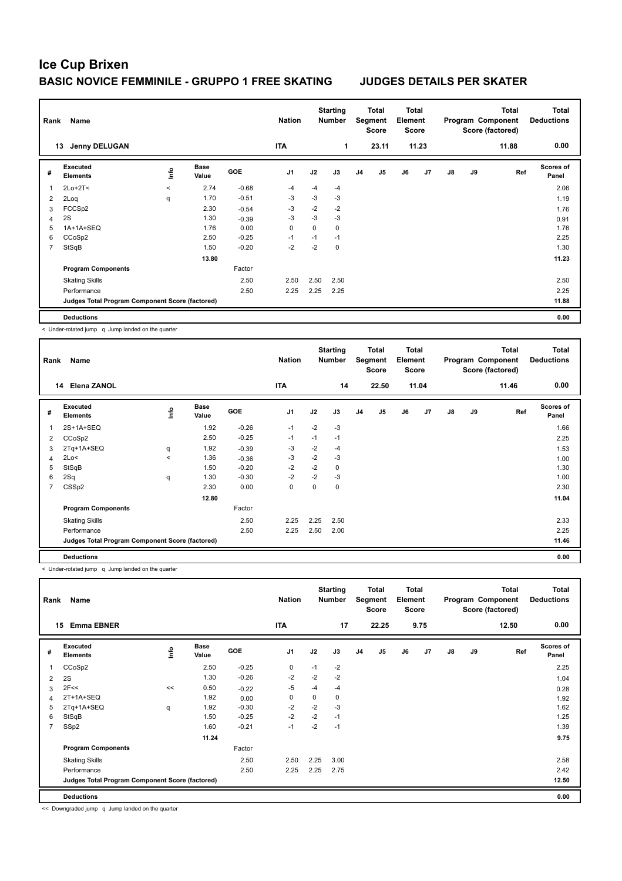# Ice Cup Brixen

## BASIC NOVICE FEMMINILE - GRUPPO 1 FREE SKATING

## JUDGES DETAILS PER SKATER

| Rank | Name | Nation | Starting Number | Total Segment Score | Total Element Score | Total Program Component Score (factored) | Total Deductions |
|---|---|---|---|---|---|---|---|
| 13 | Jenny DELUGAN | ITA | 1 | 23.11 | 11.23 | 11.88 | 0.00 |

| # | Executed Elements | Info | Base Value | GOE | J1 | J2 | J3 | J4 | J5 | J6 | J7 | J8 | J9 | Ref | Scores of Panel |
|---|---|---|---|---|---|---|---|---|---|---|---|---|---|---|---|
| 1 | 2Lo+2T< | < | 2.74 | -0.68 | -4 | -4 | -4 | | | | | | | | 2.06 |
| 2 | 2Loq | q | 1.70 | -0.51 | -3 | -3 | -3 | | | | | | | | 1.19 |
| 3 | FCCSp2 | | 2.30 | -0.54 | -3 | -2 | -2 | | | | | | | | 1.76 |
| 4 | 2S | | 1.30 | -0.39 | -3 | -3 | -3 | | | | | | | | 0.91 |
| 5 | 1A+1A+SEQ | | 1.76 | 0.00 | 0 | 0 | 0 | | | | | | | | 1.76 |
| 6 | CCoSp2 | | 2.50 | -0.25 | -1 | -1 | -1 | | | | | | | | 2.25 |
| 7 | StSqB | | 1.50 | -0.20 | -2 | -2 | 0 | | | | | | | | 1.30 |
| | | | 13.80 | | | | | | | | | | | | 11.23 |
| | Program Components | | | Factor | | | | | | | | | | | |
| | Skating Skills | | | 2.50 | 2.50 | 2.50 | 2.50 | | | | | | | | 2.50 |
| | Performance | | | 2.50 | 2.25 | 2.25 | 2.25 | | | | | | | | 2.25 |
| | Judges Total Program Component Score (factored) | | | | | | | | | | | | | | 11.88 |
| | Deductions | | | | | | | | | | | | | | 0.00 |

< Under-rotated jump q Jump landed on the quarter

| Rank | Name | Nation | Starting Number | Total Segment Score | Total Element Score | Total Program Component Score (factored) | Total Deductions |
|---|---|---|---|---|---|---|---|
| 14 | Elena ZANOL | ITA | 14 | 22.50 | 11.04 | 11.46 | 0.00 |

| # | Executed Elements | Info | Base Value | GOE | J1 | J2 | J3 | J4 | J5 | J6 | J7 | J8 | J9 | Ref | Scores of Panel |
|---|---|---|---|---|---|---|---|---|---|---|---|---|---|---|---|
| 1 | 2S+1A+SEQ | | 1.92 | -0.26 | -1 | -2 | -3 | | | | | | | | 1.66 |
| 2 | CCoSp2 | | 2.50 | -0.25 | -1 | -1 | -1 | | | | | | | | 2.25 |
| 3 | 2Tq+1A+SEQ | q | 1.92 | -0.39 | -3 | -2 | -4 | | | | | | | | 1.53 |
| 4 | 2Lo< | < | 1.36 | -0.36 | -3 | -2 | -3 | | | | | | | | 1.00 |
| 5 | StSqB | | 1.50 | -0.20 | -2 | -2 | 0 | | | | | | | | 1.30 |
| 6 | 2Sq | q | 1.30 | -0.30 | -2 | -2 | -3 | | | | | | | | 1.00 |
| 7 | CSSp2 | | 2.30 | 0.00 | 0 | 0 | 0 | | | | | | | | 2.30 |
| | | | 12.80 | | | | | | | | | | | | 11.04 |
| | Program Components | | | Factor | | | | | | | | | | | |
| | Skating Skills | | | 2.50 | 2.25 | 2.25 | 2.50 | | | | | | | | 2.33 |
| | Performance | | | 2.50 | 2.25 | 2.50 | 2.00 | | | | | | | | 2.25 |
| | Judges Total Program Component Score (factored) | | | | | | | | | | | | | | 11.46 |
| | Deductions | | | | | | | | | | | | | | 0.00 |

< Under-rotated jump q Jump landed on the quarter

| Rank | Name | Nation | Starting Number | Total Segment Score | Total Element Score | Total Program Component Score (factored) | Total Deductions |
|---|---|---|---|---|---|---|---|
| 15 | Emma EBNER | ITA | 17 | 22.25 | 9.75 | 12.50 | 0.00 |

| # | Executed Elements | Info | Base Value | GOE | J1 | J2 | J3 | J4 | J5 | J6 | J7 | J8 | J9 | Ref | Scores of Panel |
|---|---|---|---|---|---|---|---|---|---|---|---|---|---|---|---|
| 1 | CCoSp2 | | 2.50 | -0.25 | 0 | -1 | -2 | | | | | | | | 2.25 |
| 2 | 2S | | 1.30 | -0.26 | -2 | -2 | -2 | | | | | | | | 1.04 |
| 3 | 2F<< | << | 0.50 | -0.22 | -5 | -4 | -4 | | | | | | | | 0.28 |
| 4 | 2T+1A+SEQ | | 1.92 | 0.00 | 0 | 0 | 0 | | | | | | | | 1.92 |
| 5 | 2Tq+1A+SEQ | q | 1.92 | -0.30 | -2 | -2 | -3 | | | | | | | | 1.62 |
| 6 | StSqB | | 1.50 | -0.25 | -2 | -2 | -1 | | | | | | | | 1.25 |
| 7 | SSp2 | | 1.60 | -0.21 | -1 | -2 | -1 | | | | | | | | 1.39 |
| | | | 11.24 | | | | | | | | | | | | 9.75 |
| | Program Components | | | Factor | | | | | | | | | | | |
| | Skating Skills | | | 2.50 | 2.50 | 2.25 | 3.00 | | | | | | | | 2.58 |
| | Performance | | | 2.50 | 2.25 | 2.25 | 2.75 | | | | | | | | 2.42 |
| | Judges Total Program Component Score (factored) | | | | | | | | | | | | | | 12.50 |
| | Deductions | | | | | | | | | | | | | | 0.00 |

<< Downgraded jump q Jump landed on the quarter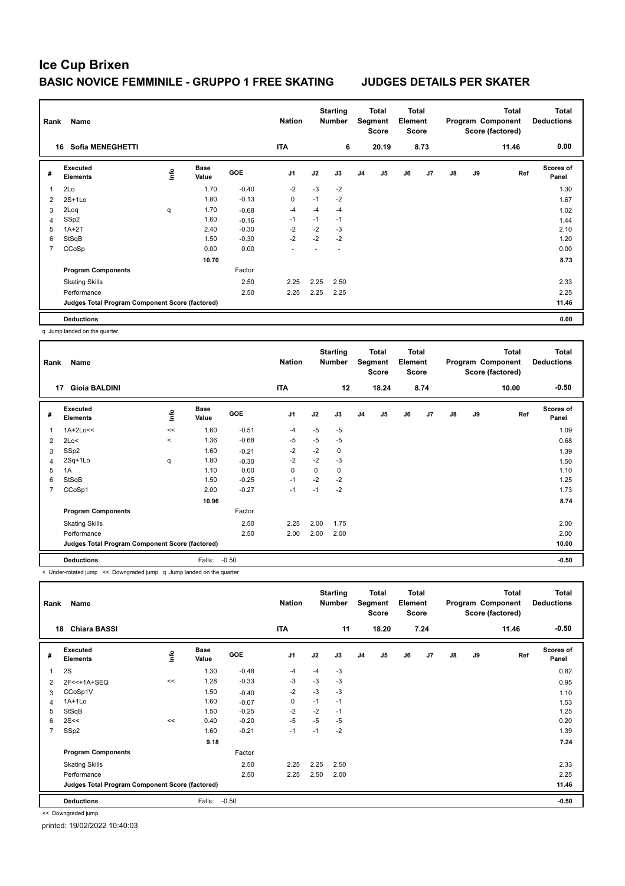# Ice Cup Brixen

## BASIC NOVICE FEMMINILE - GRUPPO 1 FREE SKATING JUDGES DETAILS PER SKATER

| Rank | Name | Nation | Starting Number | Total Segment Score | Total Element Score | Total Program Component Score (factored) | Total Deductions |
|---|---|---|---|---|---|---|---|
| 16 | Sofia MENEGHETTI | ITA | 6 | 20.19 | 8.73 | 11.46 | 0.00 |

| # | Executed Elements | Info | Base Value | GOE | J1 | J2 | J3 | J4 | J5 | J6 | J7 | J8 | J9 | Ref | Scores of Panel |
|---|---|---|---|---|---|---|---|---|---|---|---|---|---|---|---|
| 1 | 2Lo | | 1.70 | -0.40 | -2 | -3 | -2 | | | | | | | | 1.30 |
| 2 | 2S+1Lo | | 1.80 | -0.13 | 0 | -1 | -2 | | | | | | | | 1.67 |
| 3 | 2Loq | q | 1.70 | -0.68 | -4 | -4 | -4 | | | | | | | | 1.02 |
| 4 | SSp2 | | 1.60 | -0.16 | -1 | -1 | -1 | | | | | | | | 1.44 |
| 5 | 1A+2T | | 2.40 | -0.30 | -2 | -2 | -3 | | | | | | | | 2.10 |
| 6 | StSqB | | 1.50 | -0.30 | -2 | -2 | -2 | | | | | | | | 1.20 |
| 7 | CCoSp | | 0.00 | 0.00 | - | - | - | | | | | | | | 0.00 |
| | | | 10.70 | | | | | | | | | | | | 8.73 |
| | **Program Components** | | | Factor | | | | | | | | | | | |
| | Skating Skills | | | 2.50 | 2.25 | 2.25 | 2.50 | | | | | | | | 2.33 |
| | Performance | | | 2.50 | 2.25 | 2.25 | 2.25 | | | | | | | | 2.25 |
| | **Judges Total Program Component Score (factored)** | | | | | | | | | | | | | | 11.46 |
| | **Deductions** | | | | | | | | | | | | | | 0.00 |

q Jump landed on the quarter

| Rank | Name | Nation | Starting Number | Total Segment Score | Total Element Score | Total Program Component Score (factored) | Total Deductions |
|---|---|---|---|---|---|---|---|
| 17 | Gioia BALDINI | ITA | 12 | 18.24 | 8.74 | 10.00 | -0.50 |

| # | Executed Elements | Info | Base Value | GOE | J1 | J2 | J3 | J4 | J5 | J6 | J7 | J8 | J9 | Ref | Scores of Panel |
|---|---|---|---|---|---|---|---|---|---|---|---|---|---|---|---|
| 1 | 1A+2Lo<< | << | 1.60 | -0.51 | -4 | -5 | -5 | | | | | | | | 1.09 |
| 2 | 2Lo< | < | 1.36 | -0.68 | -5 | -5 | -5 | | | | | | | | 0.68 |
| 3 | SSp2 | | 1.60 | -0.21 | -2 | -2 | 0 | | | | | | | | 1.39 |
| 4 | 2Sq+1Lo | q | 1.80 | -0.30 | -2 | -2 | -3 | | | | | | | | 1.50 |
| 5 | 1A | | 1.10 | 0.00 | 0 | 0 | 0 | | | | | | | | 1.10 |
| 6 | StSqB | | 1.50 | -0.25 | -1 | -2 | -2 | | | | | | | | 1.25 |
| 7 | CCoSp1 | | 2.00 | -0.27 | -1 | -1 | -2 | | | | | | | | 1.73 |
| | | | 10.96 | | | | | | | | | | | | 8.74 |
| | **Program Components** | | | Factor | | | | | | | | | | | |
| | Skating Skills | | | 2.50 | 2.25 | 2.00 | 1.75 | | | | | | | | 2.00 |
| | Performance | | | 2.50 | 2.00 | 2.00 | 2.00 | | | | | | | | 2.00 |
| | **Judges Total Program Component Score (factored)** | | | | | | | | | | | | | | 10.00 |
| | **Deductions** | | Falls: | -0.50 | | | | | | | | | | | -0.50 |

< Under-rotated jump << Downgraded jump q Jump landed on the quarter

| Rank | Name | Nation | Starting Number | Total Segment Score | Total Element Score | Total Program Component Score (factored) | Total Deductions |
|---|---|---|---|---|---|---|---|
| 18 | Chiara BASSI | ITA | 11 | 18.20 | 7.24 | 11.46 | -0.50 |

| # | Executed Elements | Info | Base Value | GOE | J1 | J2 | J3 | J4 | J5 | J6 | J7 | J8 | J9 | Ref | Scores of Panel |
|---|---|---|---|---|---|---|---|---|---|---|---|---|---|---|---|
| 1 | 2S | | 1.30 | -0.48 | -4 | -4 | -3 | | | | | | | | 0.82 |
| 2 | 2F<<+1A+SEQ | << | 1.28 | -0.33 | -3 | -3 | -3 | | | | | | | | 0.95 |
| 3 | CCoSp1V | | 1.50 | -0.40 | -2 | -3 | -3 | | | | | | | | 1.10 |
| 4 | 1A+1Lo | | 1.60 | -0.07 | 0 | -1 | -1 | | | | | | | | 1.53 |
| 5 | StSqB | | 1.50 | -0.25 | -2 | -2 | -1 | | | | | | | | 1.25 |
| 6 | 2S<< | << | 0.40 | -0.20 | -5 | -5 | -5 | | | | | | | | 0.20 |
| 7 | SSp2 | | 1.60 | -0.21 | -1 | -1 | -2 | | | | | | | | 1.39 |
| | | | 9.18 | | | | | | | | | | | | 7.24 |
| | **Program Components** | | | Factor | | | | | | | | | | | |
| | Skating Skills | | | 2.50 | 2.25 | 2.25 | 2.50 | | | | | | | | 2.33 |
| | Performance | | | 2.50 | 2.25 | 2.50 | 2.00 | | | | | | | | 2.25 |
| | **Judges Total Program Component Score (factored)** | | | | | | | | | | | | | | 11.46 |
| | **Deductions** | | Falls: | -0.50 | | | | | | | | | | | -0.50 |

<< Downgraded jump

printed: 19/02/2022 10:40:03